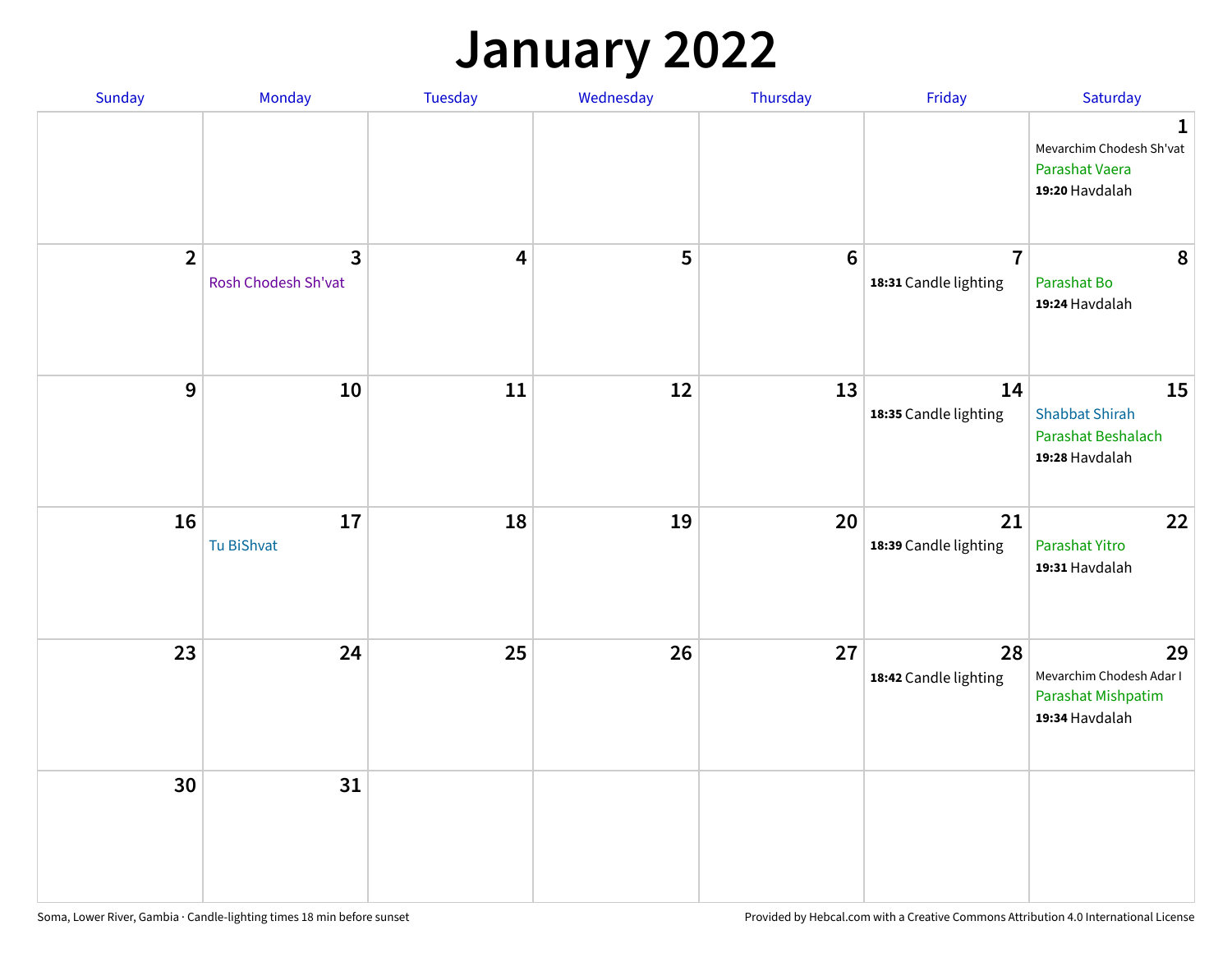# January 2022

| Sunday | Monday | Tuesday | Wednesday | Thursday | Friday | Saturday |
|---|---|---|---|---|---|---|
| | | | | | | **1**<br>Mevarchim Chodesh Sh'vat<br>Parashat Vaera<br>**19:20** Havdalah |
| **2** | **3**<br>Rosh Chodesh Sh'vat | **4** | **5** | **6** | **7**<br>**18:31** Candle lighting | **8**<br>Parashat Bo<br>**19:24** Havdalah |
| **9** | **10** | **11** | **12** | **13** | **14**<br>**18:35** Candle lighting | **15**<br>Shabbat Shirah<br>Parashat Beshalach<br>**19:28** Havdalah |
| **16** | **17**<br>Tu BiShvat | **18** | **19** | **20** | **21**<br>**18:39** Candle lighting | **22**<br>Parashat Yitro<br>**19:31** Havdalah |
| **23** | **24** | **25** | **26** | **27** | **28**<br>**18:42** Candle lighting | **29**<br>Mevarchim Chodesh Adar I<br>Parashat Mishpatim<br>**19:34** Havdalah |
| **30** | **31** | | | | | |

Soma, Lower River, Gambia · Candle-lighting times 18 min before sunset

Provided by Hebcal.com with a Creative Commons Attribution 4.0 International License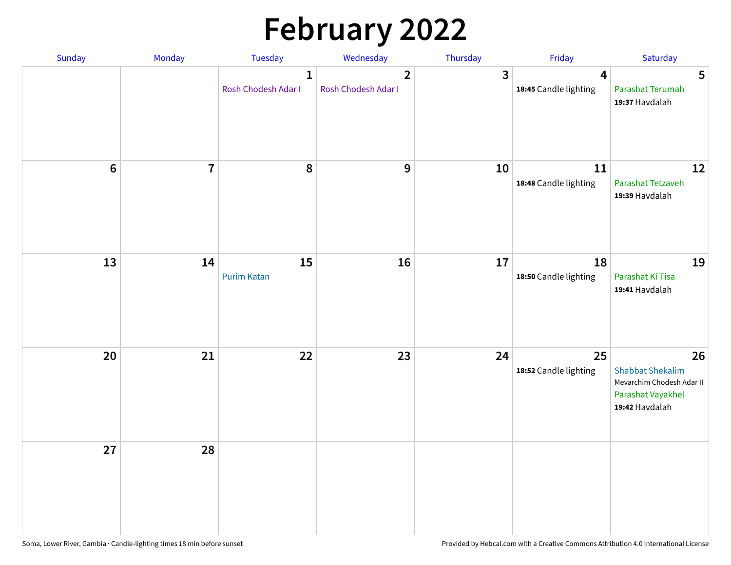# February 2022

| Sunday | Monday | Tuesday | Wednesday | Thursday | Friday | Saturday |
|---|---|---|---|---|---|---|
| | | **1** Rosh Chodesh Adar I | **2** Rosh Chodesh Adar I | **3** | **4** **18:45** Candle lighting | **5** Parashat Terumah **19:37** Havdalah |
| **6** | **7** | **8** | **9** | **10** | **11** **18:48** Candle lighting | **12** Parashat Tetzaveh **19:39** Havdalah |
| **13** | **14** | **15** Purim Katan | **16** | **17** | **18** **18:50** Candle lighting | **19** Parashat Ki Tisa **19:41** Havdalah |
| **20** | **21** | **22** | **23** | **24** | **25** **18:52** Candle lighting | **26** Shabbat Shekalim Mevarchim Chodesh Adar II Parashat Vayakhel **19:42** Havdalah |
| **27** | **28** | | | | | |

Soma, Lower River, Gambia · Candle-lighting times 18 min before sunset

Provided by Hebcal.com with a Creative Commons Attribution 4.0 International License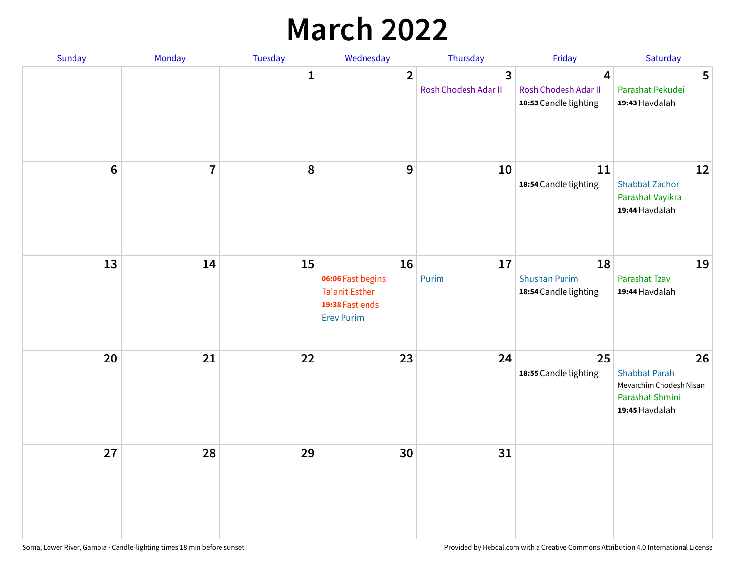# March 2022

| Sunday | Monday | Tuesday | Wednesday | Thursday | Friday | Saturday |
|---|---|---|---|---|---|---|
| | | 1 | 2 | 3<br>Rosh Chodesh Adar II | 4<br>Rosh Chodesh Adar II<br>**18:53** Candle lighting | 5<br>Parashat Pekudei<br>**19:43** Havdalah |
| 6 | 7 | 8 | 9 | 10 | 11<br>**18:54** Candle lighting | 12<br>Shabbat Zachor<br>Parashat Vayikra<br>**19:44** Havdalah |
| 13 | 14 | 15 | 16<br>**06:06** Fast begins<br>Ta'anit Esther<br>**19:38** Fast ends<br>Erev Purim | 17<br>Purim | 18<br>Shushan Purim<br>**18:54** Candle lighting | 19<br>Parashat Tzav<br>**19:44** Havdalah |
| 20 | 21 | 22 | 23 | 24 | 25<br>**18:55** Candle lighting | 26<br>Shabbat Parah<br>Mevarchim Chodesh Nisan<br>Parashat Shmini<br>**19:45** Havdalah |
| 27 | 28 | 29 | 30 | 31 | | |

Soma, Lower River, Gambia · Candle-lighting times 18 min before sunset

Provided by Hebcal.com with a Creative Commons Attribution 4.0 International License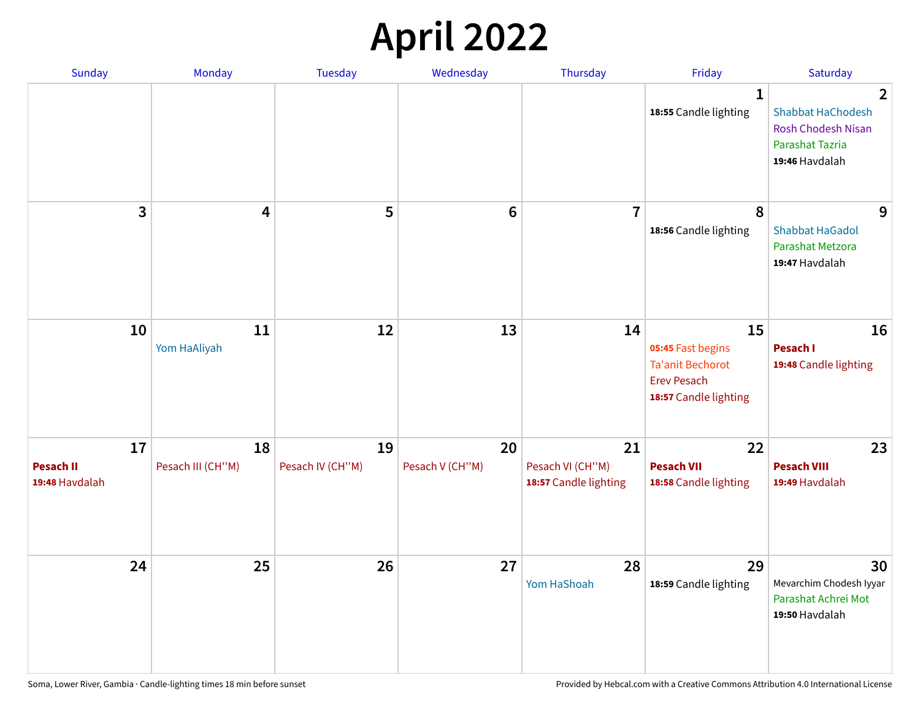# April 2022

| Sunday | Monday | Tuesday | Wednesday | Thursday | Friday | Saturday |
|---|---|---|---|---|---|---|
| | | | | | 1<br>**18:55** Candle lighting | 2<br>Shabbat HaChodesh<br>Rosh Chodesh Nisan<br>Parashat Tazria<br>**19:46** Havdalah |
| 3 | 4 | 5 | 6 | 7 | 8<br>**18:56** Candle lighting | 9<br>Shabbat HaGadol<br>Parashat Metzora<br>**19:47** Havdalah |
| 10 | 11<br>Yom HaAliyah | 12 | 13 | 14 | 15<br>**05:45** Fast begins<br>Ta'anit Bechorot<br>Erev Pesach<br>**18:57** Candle lighting | 16<br>**Pesach I**<br>**19:48** Candle lighting |
| 17<br>**Pesach II**<br>**19:48** Havdalah | 18<br>Pesach III (CH''M) | 19<br>Pesach IV (CH''M) | 20<br>Pesach V (CH''M) | 21<br>Pesach VI (CH''M)<br>**18:57** Candle lighting | 22<br>**Pesach VII**<br>**18:58** Candle lighting | 23<br>**Pesach VIII**<br>**19:49** Havdalah |
| 24 | 25 | 26 | 27 | 28<br>Yom HaShoah | 29<br>**18:59** Candle lighting | 30<br>Mevarchim Chodesh Iyyar<br>Parashat Achrei Mot<br>**19:50** Havdalah |

Soma, Lower River, Gambia · Candle-lighting times 18 min before sunset

Provided by Hebcal.com with a Creative Commons Attribution 4.0 International License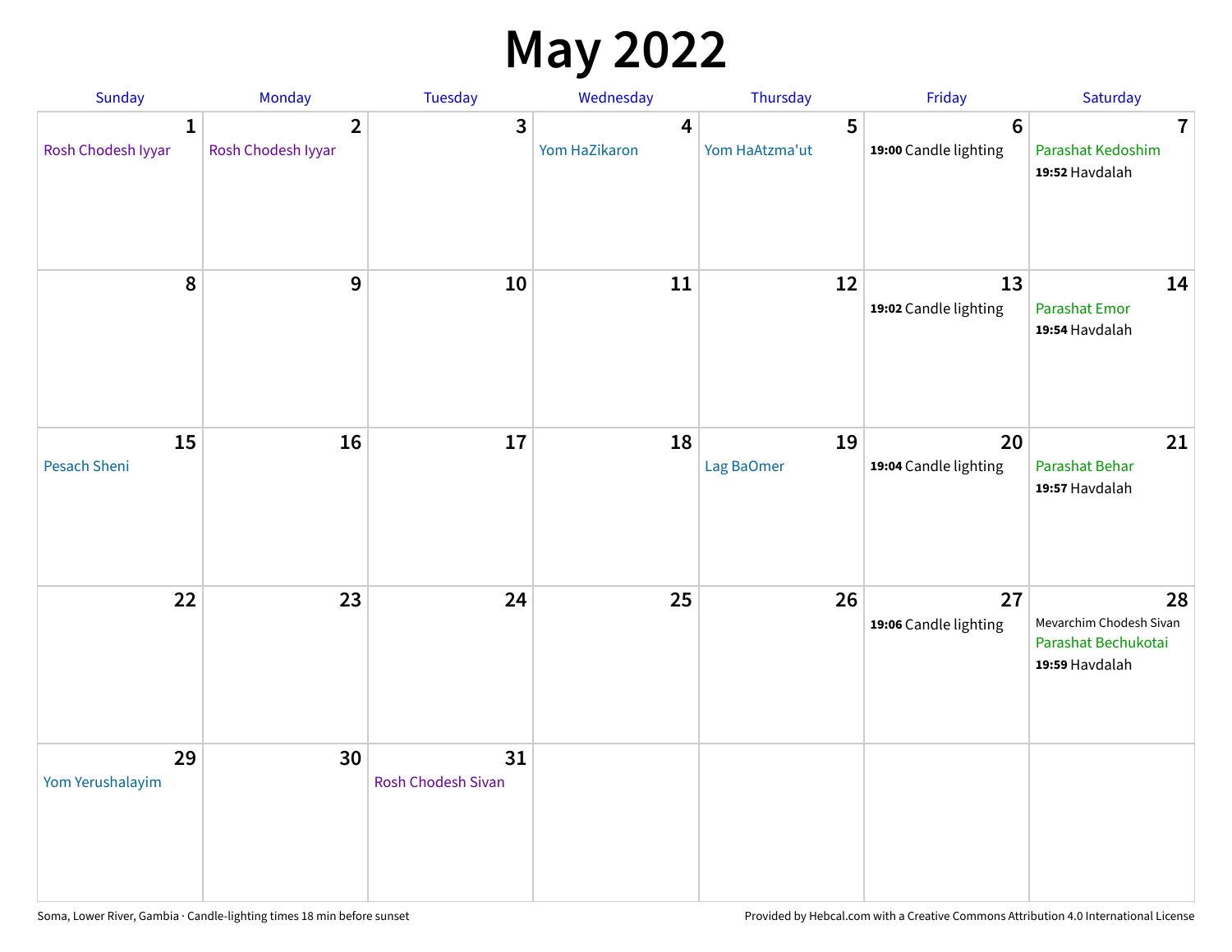# May 2022

| Sunday | Monday | Tuesday | Wednesday | Thursday | Friday | Saturday |
| --- | --- | --- | --- | --- | --- | --- |
| 1 Rosh Chodesh Iyyar | 2 Rosh Chodesh Iyyar | 3 | 4 Yom HaZikaron | 5 Yom HaAtzma'ut | 6 **19:00** Candle lighting | 7 Parashat Kedoshim **19:52** Havdalah |
| 8 | 9 | 10 | 11 | 12 | 13 **19:02** Candle lighting | 14 Parashat Emor **19:54** Havdalah |
| 15 Pesach Sheni | 16 | 17 | 18 | 19 Lag BaOmer | 20 **19:04** Candle lighting | 21 Parashat Behar **19:57** Havdalah |
| 22 | 23 | 24 | 25 | 26 | 27 **19:06** Candle lighting | 28 Mevarchim Chodesh Sivan Parashat Bechukotai **19:59** Havdalah |
| 29 Yom Yerushalayim | 30 | 31 Rosh Chodesh Sivan | | | | |

Soma, Lower River, Gambia · Candle-lighting times 18 min before sunset

Provided by Hebcal.com with a Creative Commons Attribution 4.0 International License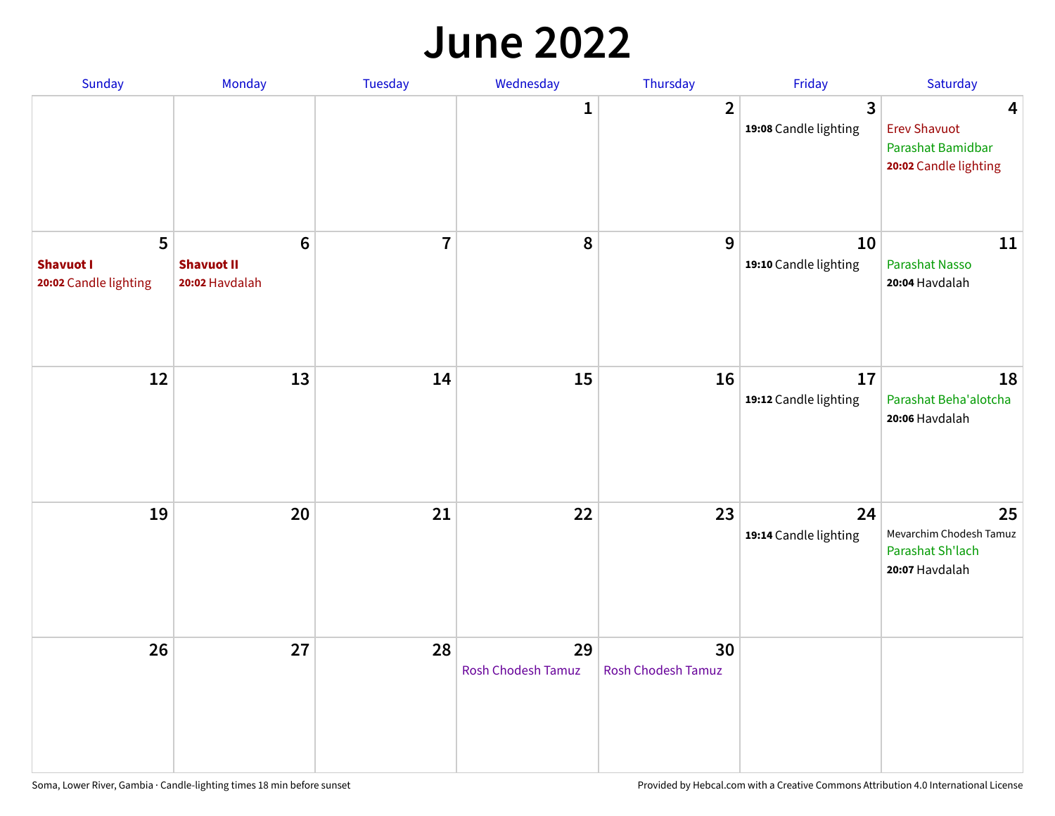# June 2022

| Sunday | Monday | Tuesday | Wednesday | Thursday | Friday | Saturday |
|---|---|---|---|---|---|---|
| | | | 1 | 2 | 3<br>**19:08** Candle lighting | 4<br>Erev Shavuot<br>Parashat Bamidbar<br>**20:02** Candle lighting |
| 5<br>**Shavuot I**<br>**20:02** Candle lighting | 6<br>**Shavuot II**<br>**20:02** Havdalah | 7 | 8 | 9 | 10<br>**19:10** Candle lighting | 11<br>Parashat Nasso<br>**20:04** Havdalah |
| 12 | 13 | 14 | 15 | 16 | 17<br>**19:12** Candle lighting | 18<br>Parashat Beha'alotcha<br>**20:06** Havdalah |
| 19 | 20 | 21 | 22 | 23 | 24<br>**19:14** Candle lighting | 25<br>Mevarchim Chodesh Tamuz<br>Parashat Sh'lach<br>**20:07** Havdalah |
| 26 | 27 | 28 | 29<br>Rosh Chodesh Tamuz | 30<br>Rosh Chodesh Tamuz | | |

Soma, Lower River, Gambia · Candle-lighting times 18 min before sunset

Provided by Hebcal.com with a Creative Commons Attribution 4.0 International License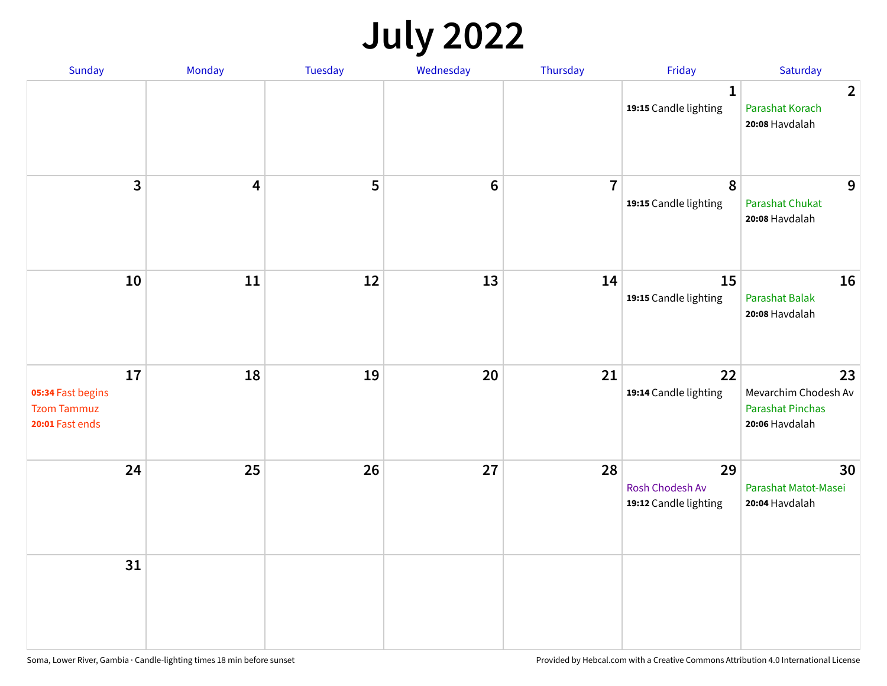# July 2022

| Sunday | Monday | Tuesday | Wednesday | Thursday | Friday | Saturday |
|---|---|---|---|---|---|---|
| | | | | | 1<br>**19:15** Candle lighting | 2<br>Parashat Korach<br>**20:08** Havdalah |
| 3 | 4 | 5 | 6 | 7 | 8<br>**19:15** Candle lighting | 9<br>Parashat Chukat<br>**20:08** Havdalah |
| 10 | 11 | 12 | 13 | 14 | 15<br>**19:15** Candle lighting | 16<br>Parashat Balak<br>**20:08** Havdalah |
| 17<br>**05:34** Fast begins<br>Tzom Tammuz<br>**20:01** Fast ends | 18 | 19 | 20 | 21 | 22<br>**19:14** Candle lighting | 23<br>Mevarchim Chodesh Av<br>Parashat Pinchas<br>**20:06** Havdalah |
| 24 | 25 | 26 | 27 | 28 | 29<br>Rosh Chodesh Av<br>**19:12** Candle lighting | 30<br>Parashat Matot-Masei<br>**20:04** Havdalah |
| 31 | | | | | | |

Soma, Lower River, Gambia · Candle-lighting times 18 min before sunset

Provided by Hebcal.com with a Creative Commons Attribution 4.0 International License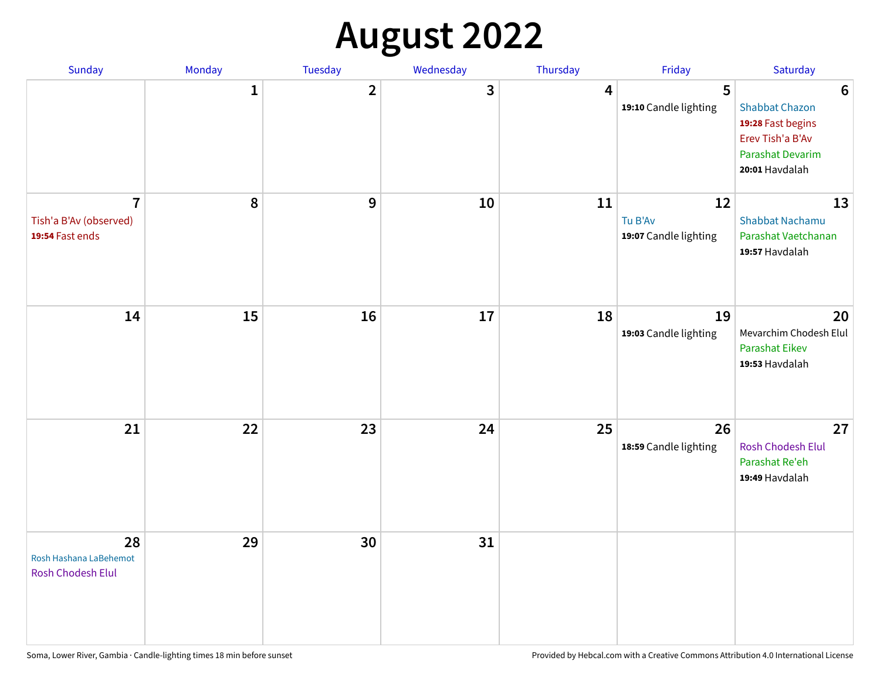# August 2022

| Sunday | Monday | Tuesday | Wednesday | Thursday | Friday | Saturday |
|---|---|---|---|---|---|---|
| | 1 | 2 | 3 | 4 | 5<br>**19:10** Candle lighting | 6<br>Shabbat Chazon<br>**19:28** Fast begins<br>Erev Tish'a B'Av<br>Parashat Devarim<br>**20:01** Havdalah |
| 7<br>Tish'a B'Av (observed)<br>**19:54** Fast ends | 8 | 9 | 10 | 11 | 12<br>Tu B'Av<br>**19:07** Candle lighting | 13<br>Shabbat Nachamu<br>Parashat Vaetchanan<br>**19:57** Havdalah |
| 14 | 15 | 16 | 17 | 18 | 19<br>**19:03** Candle lighting | 20<br>Mevarchim Chodesh Elul<br>Parashat Eikev<br>**19:53** Havdalah |
| 21 | 22 | 23 | 24 | 25 | 26<br>**18:59** Candle lighting | 27<br>Rosh Chodesh Elul<br>Parashat Re'eh<br>**19:49** Havdalah |
| 28<br>Rosh Hashana LaBehemot<br>Rosh Chodesh Elul | 29 | 30 | 31 | | | |

Soma, Lower River, Gambia · Candle-lighting times 18 min before sunset

Provided by Hebcal.com with a Creative Commons Attribution 4.0 International License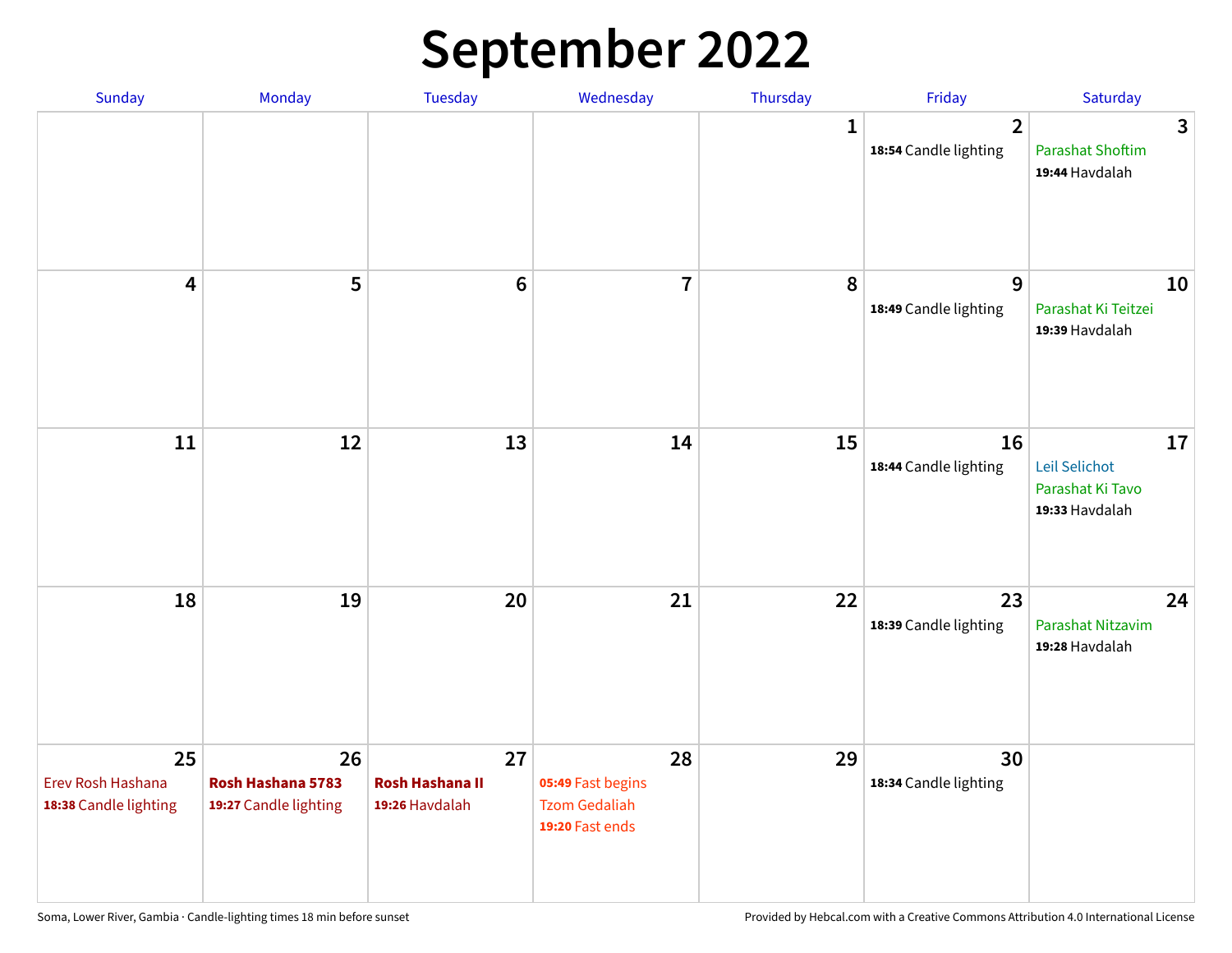# September 2022

| Sunday | Monday | Tuesday | Wednesday | Thursday | Friday | Saturday |
|---|---|---|---|---|---|---|
| | | | | 1 | 2<br>**18:54** Candle lighting | 3<br>Parashat Shoftim<br>**19:44** Havdalah |
| 4 | 5 | 6 | 7 | 8 | 9<br>**18:49** Candle lighting | 10<br>Parashat Ki Teitzei<br>**19:39** Havdalah |
| 11 | 12 | 13 | 14 | 15 | 16<br>**18:44** Candle lighting | 17<br>Leil Selichot<br>Parashat Ki Tavo<br>**19:33** Havdalah |
| 18 | 19 | 20 | 21 | 22 | 23<br>**18:39** Candle lighting | 24<br>Parashat Nitzavim<br>**19:28** Havdalah |
| 25<br>Erev Rosh Hashana<br>**18:38** Candle lighting | 26<br>**Rosh Hashana 5783**<br>**19:27** Candle lighting | 27<br>**Rosh Hashana II**<br>**19:26** Havdalah | 28<br>**05:49** Fast begins<br>Tzom Gedaliah<br>**19:20** Fast ends | 29 | 30<br>**18:34** Candle lighting | |

Soma, Lower River, Gambia · Candle-lighting times 18 min before sunset

Provided by Hebcal.com with a Creative Commons Attribution 4.0 International License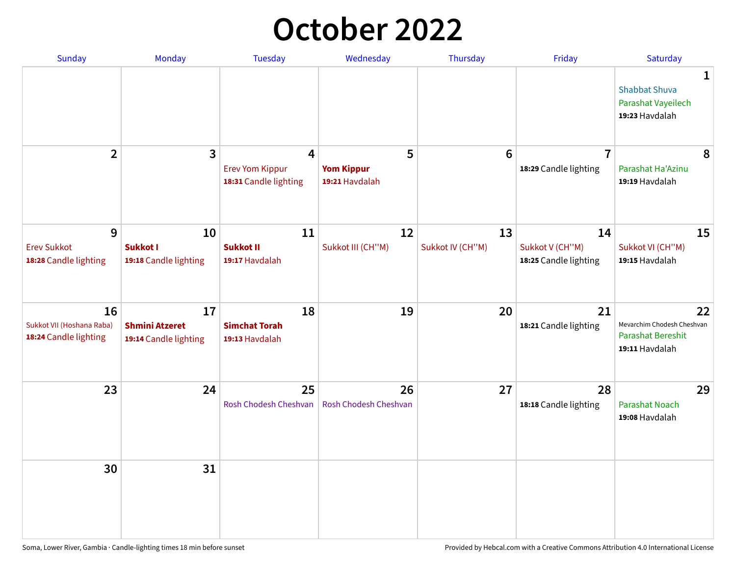# October 2022

| Sunday | Monday | Tuesday | Wednesday | Thursday | Friday | Saturday |
|---|---|---|---|---|---|---|
| | | | | | | **1** Shabbat Shuva Parashat Vayeilech **19:23** Havdalah |
| **2** | **3** | **4** Erev Yom Kippur **18:31** Candle lighting | **5** **Yom Kippur** **19:21** Havdalah | **6** | **7** **18:29** Candle lighting | **8** Parashat Ha'Azinu **19:19** Havdalah |
| **9** Erev Sukkot **18:28** Candle lighting | **10** **Sukkot I** **19:18** Candle lighting | **11** **Sukkot II** **19:17** Havdalah | **12** Sukkot III (CH''M) | **13** Sukkot IV (CH''M) | **14** Sukkot V (CH''M) **18:25** Candle lighting | **15** Sukkot VI (CH''M) **19:15** Havdalah |
| **16** Sukkot VII (Hoshana Raba) **18:24** Candle lighting | **17** **Shmini Atzeret** **19:14** Candle lighting | **18** **Simchat Torah** **19:13** Havdalah | **19** | **20** | **21** **18:21** Candle lighting | **22** Mevarchim Chodesh Cheshvan Parashat Bereshit **19:11** Havdalah |
| **23** | **24** | **25** Rosh Chodesh Cheshvan | **26** Rosh Chodesh Cheshvan | **27** | **28** **18:18** Candle lighting | **29** Parashat Noach **19:08** Havdalah |
| **30** | **31** | | | | | |

Soma, Lower River, Gambia · Candle-lighting times 18 min before sunset

Provided by Hebcal.com with a Creative Commons Attribution 4.0 International License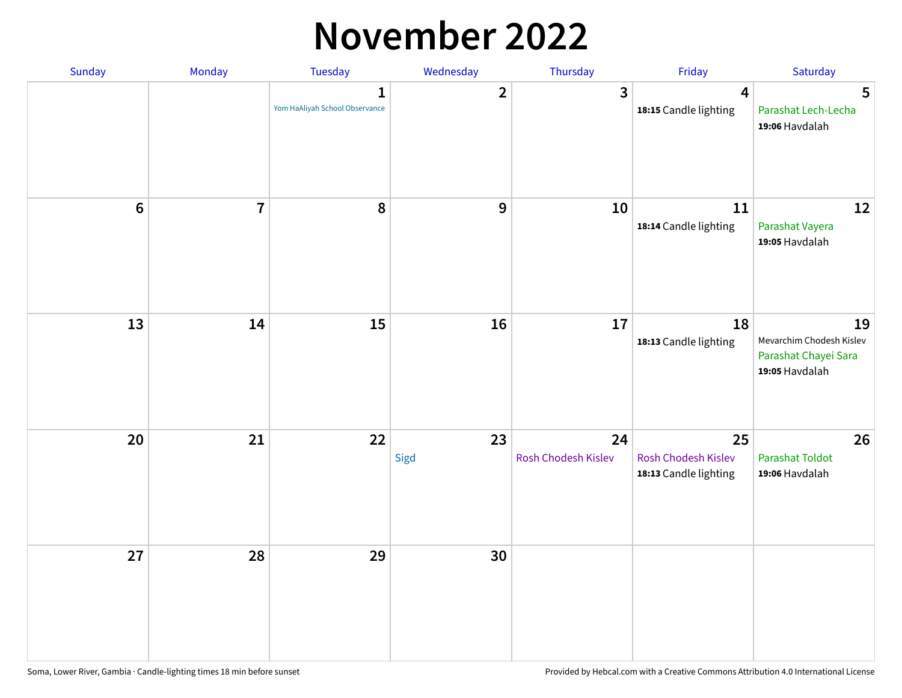# November 2022

| Sunday | Monday | Tuesday | Wednesday | Thursday | Friday | Saturday |
|---|---|---|---|---|---|---|
| | | 1<br>Yom HaAliyah School Observance | 2 | 3 | 4<br>**18:15** Candle lighting | 5<br>Parashat Lech-Lecha<br>**19:06** Havdalah |
| 6 | 7 | 8 | 9 | 10 | 11<br>**18:14** Candle lighting | 12<br>Parashat Vayera<br>**19:05** Havdalah |
| 13 | 14 | 15 | 16 | 17 | 18<br>**18:13** Candle lighting | 19<br>Mevarchim Chodesh Kislev<br>Parashat Chayei Sara<br>**19:05** Havdalah |
| 20 | 21 | 22 | 23<br>Sigd | 24<br>Rosh Chodesh Kislev | 25<br>Rosh Chodesh Kislev<br>**18:13** Candle lighting | 26<br>Parashat Toldot<br>**19:06** Havdalah |
| 27 | 28 | 29 | 30 | | | |

Soma, Lower River, Gambia · Candle-lighting times 18 min before sunset

Provided by Hebcal.com with a Creative Commons Attribution 4.0 International License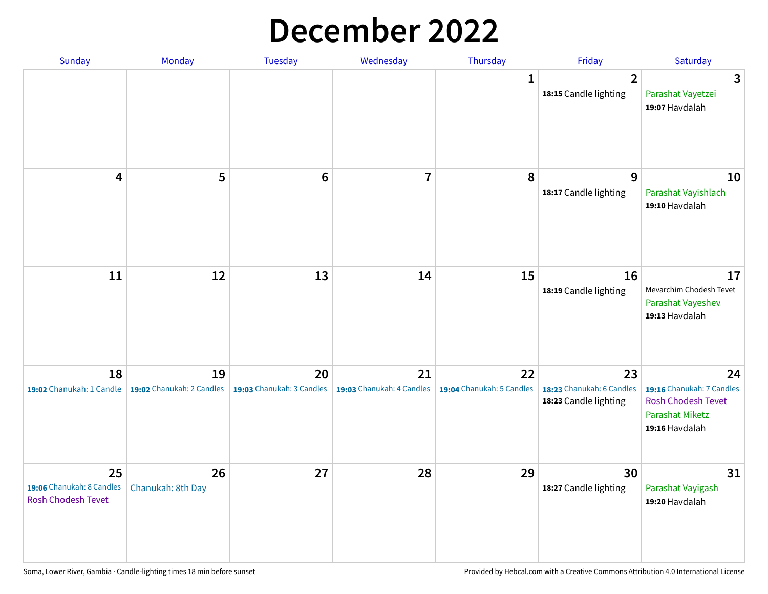# December 2022

| Sunday | Monday | Tuesday | Wednesday | Thursday | Friday | Saturday |
|---|---|---|---|---|---|---|
| | | | | 1 | 2<br>**18:15** Candle lighting | 3<br>Parashat Vayetzei<br>**19:07** Havdalah |
| 4 | 5 | 6 | 7 | 8 | 9<br>**18:17** Candle lighting | 10<br>Parashat Vayishlach<br>**19:10** Havdalah |
| 11 | 12 | 13 | 14 | 15 | 16<br>**18:19** Candle lighting | 17<br>Mevarchim Chodesh Tevet<br>Parashat Vayeshev<br>**19:13** Havdalah |
| 18<br>**19:02** Chanukah: 1 Candle | 19<br>**19:02** Chanukah: 2 Candles | 20<br>**19:03** Chanukah: 3 Candles | 21<br>**19:03** Chanukah: 4 Candles | 22<br>**19:04** Chanukah: 5 Candles | 23<br>**18:23** Chanukah: 6 Candles<br>**18:23** Candle lighting | 24<br>**19:16** Chanukah: 7 Candles<br>Rosh Chodesh Tevet<br>Parashat Miketz<br>**19:16** Havdalah |
| 25<br>**19:06** Chanukah: 8 Candles<br>Rosh Chodesh Tevet | 26<br>Chanukah: 8th Day | 27 | 28 | 29 | 30<br>**18:27** Candle lighting | 31<br>Parashat Vayigash<br>**19:20** Havdalah |

Soma, Lower River, Gambia · Candle-lighting times 18 min before sunset

Provided by Hebcal.com with a Creative Commons Attribution 4.0 International License